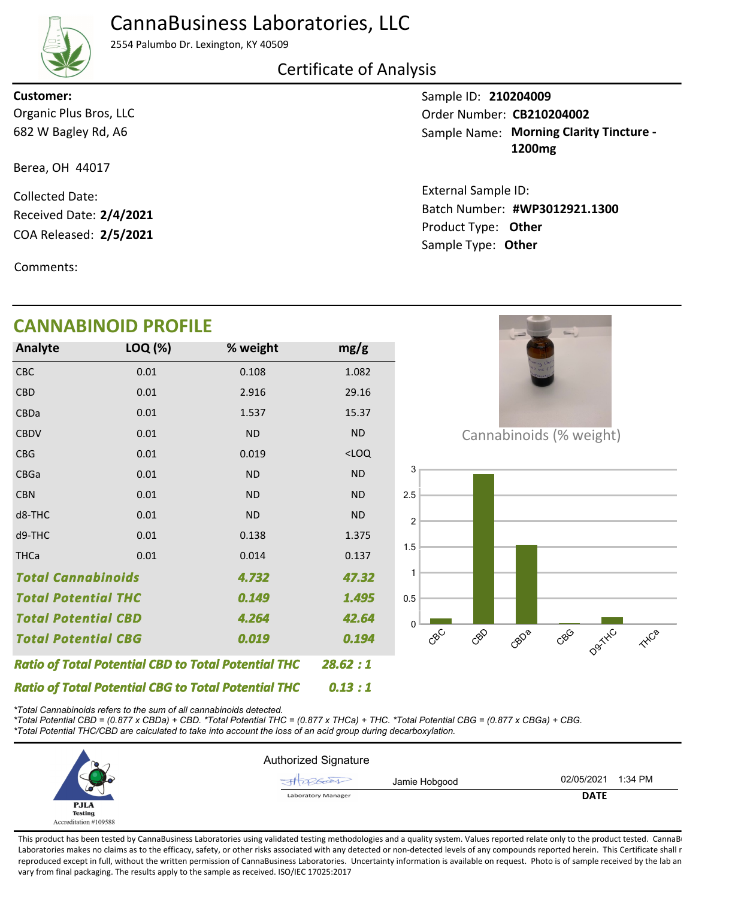# CannaBusiness Laboratories, LLC

2554 Palumbo Dr. Lexington, KY 40509

## Certificate of Analysis

**Customer:**
Organic Plus Bros, LLC
682 W Bagley Rd, A6

Berea, OH 44017

Collected Date:
Received Date: **2/4/2021**
COA Released: **2/5/2021**

Comments:

Sample ID: **210204009**
Order Number: **CB210204002**
Sample Name: **Morning Clarity Tincture - 1200mg**

External Sample ID:
Batch Number: **#WP3012921.1300**
Product Type: **Other**
Sample Type: **Other**

## CANNABINOID PROFILE

| Analyte | LOQ (%) | % weight | mg/g |
|---|---|---|---|
| CBC | 0.01 | 0.108 | 1.082 |
| CBD | 0.01 | 2.916 | 29.16 |
| CBDa | 0.01 | 1.537 | 15.37 |
| CBDV | 0.01 | ND | ND |
| CBG | 0.01 | 0.019 | <LOQ |
| CBGa | 0.01 | ND | ND |
| CBN | 0.01 | ND | ND |
| d8-THC | 0.01 | ND | ND |
| d9-THC | 0.01 | 0.138 | 1.375 |
| THCa | 0.01 | 0.014 | 0.137 |
| ***Total Cannabinoids*** | | ***4.732*** | ***47.32*** |
| ***Total Potential THC*** | | ***0.149*** | ***1.495*** |
| ***Total Potential CBD*** | | ***4.264*** | ***42.64*** |
| ***Total Potential CBG*** | | ***0.019*** | ***0.194*** |

***Ratio of Total Potential CBD to Total Potential THC*** ***28.62 : 1***

***Ratio of Total Potential CBG to Total Potential THC*** ***0.13 : 1***

Cannabinoids (% weight)

*\*Total Cannabinoids refers to the sum of all cannabinoids detected.*
*\*Total Potential CBD = (0.877 x CBDa) + CBD. \*Total Potential THC = (0.877 x THCa) + THC. \*Total Potential CBG = (0.877 x CBGa) + CBG.*
*\*Total Potential THC/CBD are calculated to take into account the loss of an acid group during decarboxylation.*

PJLA Testing
Accreditation #109588

Authorized Signature

Jamie Hobgood
Laboratory Manager

02/05/2021 1:34 PM
**DATE**

This product has been tested by CannaBusiness Laboratories using validated testing methodologies and a quality system. Values reported relate only to the product tested. CannaBusiness Laboratories makes no claims as to the efficacy, safety, or other risks associated with any detected or non-detected levels of any compounds reported herein. This Certificate shall not be reproduced except in full, without the written permission of CannaBusiness Laboratories. Uncertainty information is available on request. Photo is of sample received by the lab and may vary from final packaging. The results apply to the sample as received. ISO/IEC 17025:2017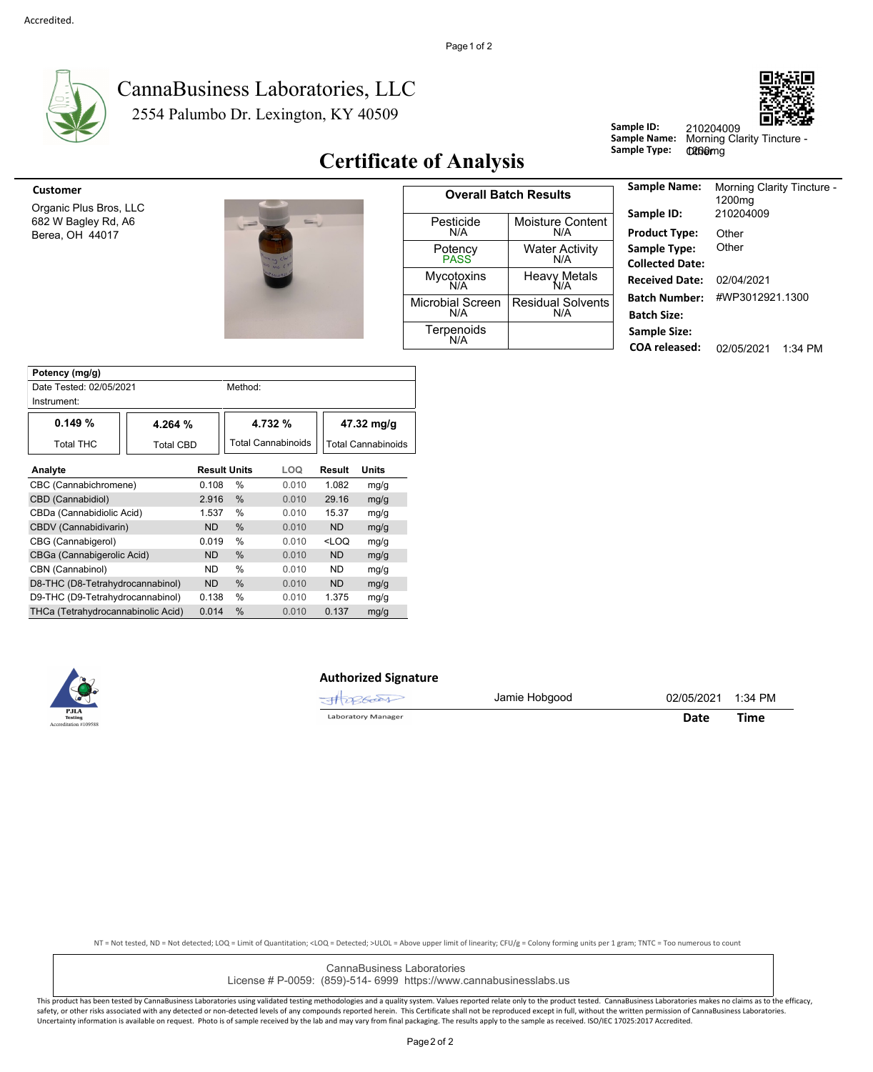Accredited.

# CannaBusiness Laboratories, LLC

2554 Palumbo Dr. Lexington, KY 40509

**Sample ID:** 210204009
**Sample Name:** Morning Clarity Tincture - 1200mg
**Sample Type:** Other

## Certificate of Analysis

**Customer**

Organic Plus Bros, LLC
682 W Bagley Rd, A6
Berea, OH 44017

| Overall Batch Results | |
|---|---|
| Pesticide N/A | Moisture Content N/A |
| Potency PASS | Water Activity N/A |
| Mycotoxins N/A | Heavy Metals N/A |
| Microbial Screen N/A | Residual Solvents N/A |
| Terpenoids N/A | |

| | |
|---|---|
| **Sample Name:** | Morning Clarity Tincture - 1200mg |
| **Sample ID:** | 210204009 |
| **Product Type:** | Other |
| **Sample Type:** | Other |
| **Collected Date:** | |
| **Received Date:** | 02/04/2021 |
| **Batch Number:** | #WP3012921.1300 |
| **Batch Size:** | |
| **Sample Size:** | |
| **COA released:** | 02/05/2021 1:34 PM |

**Potency (mg/g)**

Date Tested: 02/05/2021 Method:

Instrument:

| 0.149 % | 4.264 % | 4.732 % | 47.32 mg/g |
|---|---|---|---|
| Total THC | Total CBD | Total Cannabinoids | Total Cannabinoids |

| Analyte | Result | Units | LOQ | Result | Units |
|---|---|---|---|---|---|
| CBC (Cannabichromene) | 0.108 | % | 0.010 | 1.082 | mg/g |
| CBD (Cannabidiol) | 2.916 | % | 0.010 | 29.16 | mg/g |
| CBDa (Cannabidiolic Acid) | 1.537 | % | 0.010 | 15.37 | mg/g |
| CBDV (Cannabidivarin) | ND | % | 0.010 | ND | mg/g |
| CBG (Cannabigerol) | 0.019 | % | 0.010 | <LOQ | mg/g |
| CBGa (Cannabigerolic Acid) | ND | % | 0.010 | ND | mg/g |
| CBN (Cannabinol) | ND | % | 0.010 | ND | mg/g |
| D8-THC (D8-Tetrahydrocannabinol) | ND | % | 0.010 | ND | mg/g |
| D9-THC (D9-Tetrahydrocannabinol) | 0.138 | % | 0.010 | 1.375 | mg/g |
| THCa (Tetrahydrocannabinolic Acid) | 0.014 | % | 0.010 | 0.137 | mg/g |

PJLA Testing
Accreditation #109588

**Authorized Signature**

Jamie Hobgood — Laboratory Manager — 02/05/2021 1:34 PM

**Date** **Time**

NT = Not tested, ND = Not detected; LOQ = Limit of Quantitation; <LOQ = Detected; >ULOL = Above upper limit of linearity; CFU/g = Colony forming units per 1 gram; TNTC = Too numerous to count

CannaBusiness Laboratories
License # P-0059: (859)-514- 6999 https://www.cannabusinesslabs.us

This product has been tested by CannaBusiness Laboratories using validated testing methodologies and a quality system. Values reported relate only to the product tested. CannaBusiness Laboratories makes no claims as to the efficacy, safety, or other risks associated with any detected or non-detected levels of any compounds reported herein. This Certificate shall not be reproduced except in full, without the written permission of CannaBusiness Laboratories. Uncertainty information is available on request. Photo is of sample received by the lab and may vary from final packaging. The results apply to the sample as received. ISO/IEC 17025:2017 Accredited.